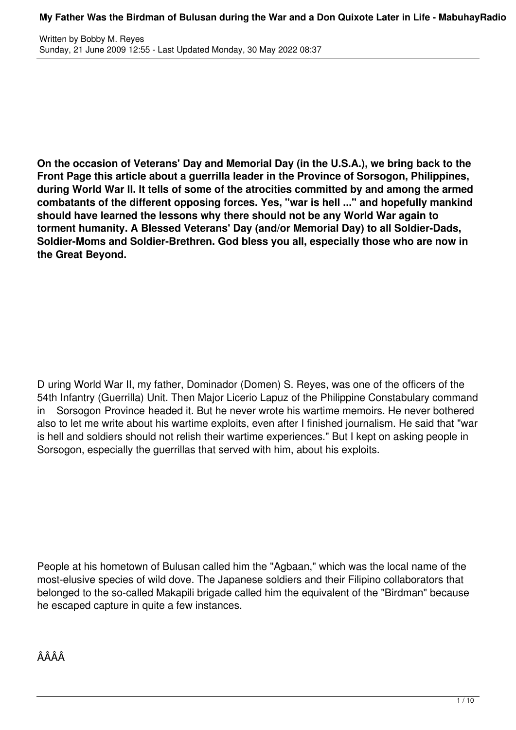**On the occasion of Veterans' Day and Memorial Day (in the U.S.A.), we bring back to the Front Page this article about a guerrilla leader in the Province of Sorsogon, Philippines, during World War II. It tells of some of the atrocities committed by and among the armed combatants of the different opposing forces. Yes, "war is hell ..." and hopefully mankind should have learned the lessons why there should not be any World War again to torment humanity. A Blessed Veterans' Day (and/or Memorial Day) to all Soldier-Dads, Soldier-Moms and Soldier-Brethren. God bless you all, especially those who are now in the Great Beyond.**

D uring World War II, my father, Dominador (Domen) S. Reyes, was one of the officers of the 54th Infantry (Guerrilla) Unit. Then Major Licerio Lapuz of the Philippine Constabulary command in Sorsogon Province headed it. But he never wrote his wartime memoirs. He never bothered also to let me write about his wartime exploits, even after I finished journalism. He said that "war is hell and soldiers should not relish their wartime experiences." But I kept on asking people in Sorsogon, especially the guerrillas that served with him, about his exploits.

People at his hometown of Bulusan called him the "Agbaan," which was the local name of the most-elusive species of wild dove. The Japanese soldiers and their Filipino collaborators that belonged to the so-called Makapili brigade called him the equivalent of the "Birdman" because he escaped capture in quite a few instances.

ÂÂÂÂ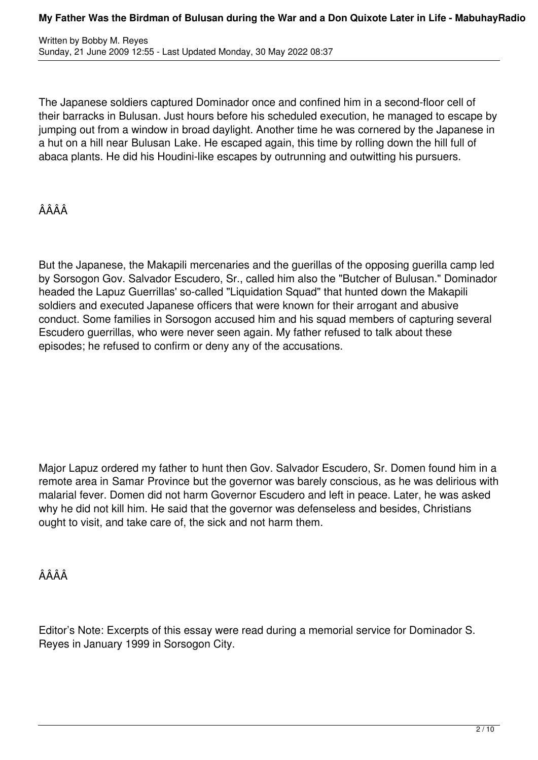The Japanese soldiers captured Dominador once and confined him in a second-floor cell of their barracks in Bulusan. Just hours before his scheduled execution, he managed to escape by jumping out from a window in broad daylight. Another time he was cornered by the Japanese in a hut on a hill near Bulusan Lake. He escaped again, this time by rolling down the hill full of abaca plants. He did his Houdini-like escapes by outrunning and outwitting his pursuers.

ÂÂÂÂ

But the Japanese, the Makapili mercenaries and the guerillas of the opposing guerilla camp led by Sorsogon Gov. Salvador Escudero, Sr., called him also the "Butcher of Bulusan." Dominador headed the Lapuz Guerrillas' so-called "Liquidation Squad" that hunted down the Makapili soldiers and executed Japanese officers that were known for their arrogant and abusive conduct. Some families in Sorsogon accused him and his squad members of capturing several Escudero guerrillas, who were never seen again. My father refused to talk about these episodes; he refused to confirm or deny any of the accusations.

Major Lapuz ordered my father to hunt then Gov. Salvador Escudero, Sr. Domen found him in a remote area in Samar Province but the governor was barely conscious, as he was delirious with malarial fever. Domen did not harm Governor Escudero and left in peace. Later, he was asked why he did not kill him. He said that the governor was defenseless and besides, Christians ought to visit, and take care of, the sick and not harm them.

ÂÂÂÂ

Editor's Note: Excerpts of this essay were read during a memorial service for Dominador S. Reyes in January 1999 in Sorsogon City.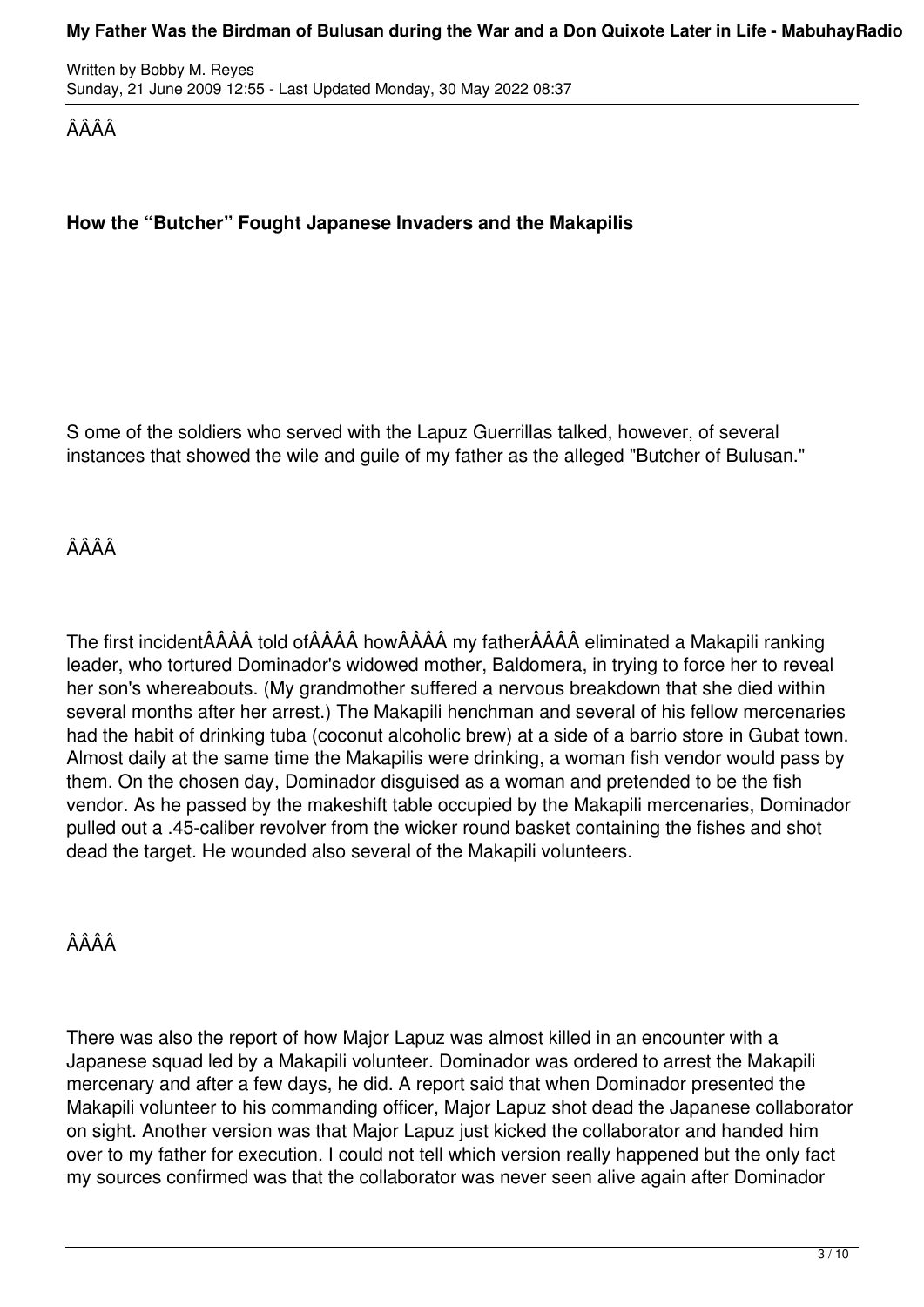**How the “Butcher” Fought Japanese Invaders and the Makapilis**

Some of the soldiers who served with the Lapuz Guerrillas talked, however, of several instances that showed the wile and guile of my father as the alleged "Butcher of Bulusan."

The first incident told of how my father eliminated a Makapili ranking leader, who tortured Dominador's widowed mother, Baldomera, in trying to force her to reveal her son's whereabouts. (My grandmother suffered a nervous breakdown that she died within several months after her arrest.) The Makapili henchman and several of his fellow mercenaries had the habit of drinking tuba (coconut alcoholic brew) at a side of a barrio store in Gubat town. Almost daily at the same time the Makapilis were drinking, a woman fish vendor would pass by them. On the chosen day, Dominador disguised as a woman and pretended to be the fish vendor. As he passed by the makeshift table occupied by the Makapili mercenaries, Dominador pulled out a .45-caliber revolver from the wicker round basket containing the fishes and shot dead the target. He wounded also several of the Makapili volunteers.

There was also the report of how Major Lapuz was almost killed in an encounter with a Japanese squad led by a Makapili volunteer. Dominador was ordered to arrest the Makapili mercenary and after a few days, he did. A report said that when Dominador presented the Makapili volunteer to his commanding officer, Major Lapuz shot dead the Japanese collaborator on sight. Another version was that Major Lapuz just kicked the collaborator and handed him over to my father for execution. I could not tell which version really happened but the only fact my sources confirmed was that the collaborator was never seen alive again after Dominador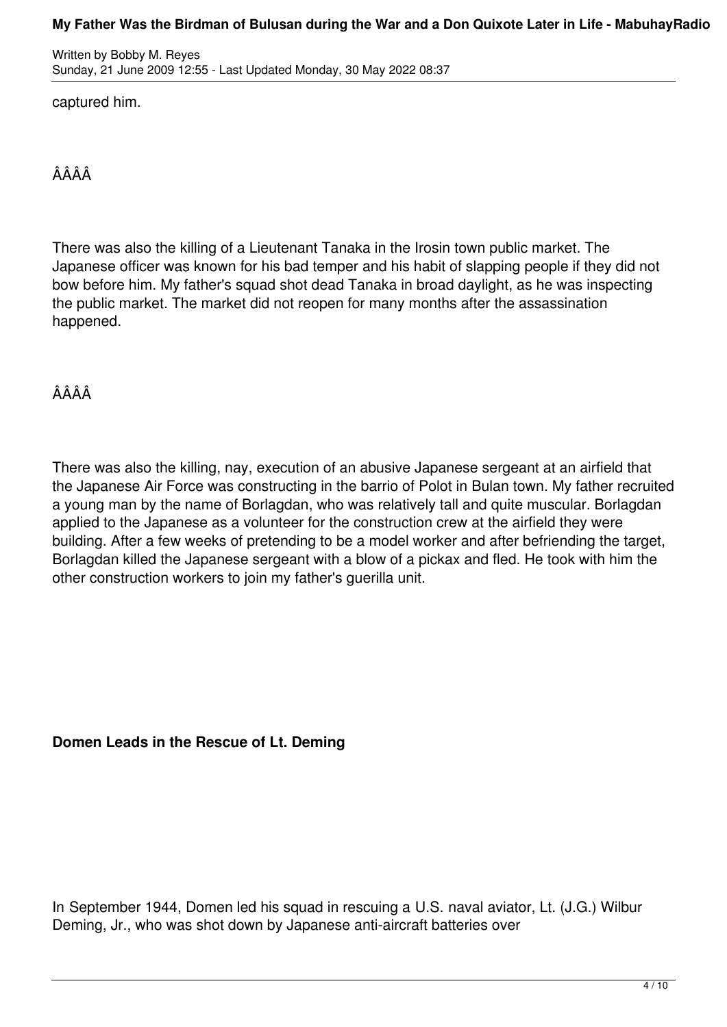captured him.

ÂÂÂÂ

There was also the killing of a Lieutenant Tanaka in the Irosin town public market. The Japanese officer was known for his bad temper and his habit of slapping people if they did not bow before him. My father's squad shot dead Tanaka in broad daylight, as he was inspecting the public market. The market did not reopen for many months after the assassination happened.

ÂÂÂÂ

There was also the killing, nay, execution of an abusive Japanese sergeant at an airfield that the Japanese Air Force was constructing in the barrio of Polot in Bulan town. My father recruited a young man by the name of Borlagdan, who was relatively tall and quite muscular. Borlagdan applied to the Japanese as a volunteer for the construction crew at the airfield they were building. After a few weeks of pretending to be a model worker and after befriending the target, Borlagdan killed the Japanese sergeant with a blow of a pickax and fled. He took with him the other construction workers to join my father's guerilla unit.

**Domen Leads in the Rescue of Lt. Deming**

In September 1944, Domen led his squad in rescuing a U.S. naval aviator, Lt. (J.G.) Wilbur Deming, Jr., who was shot down by Japanese anti-aircraft batteries over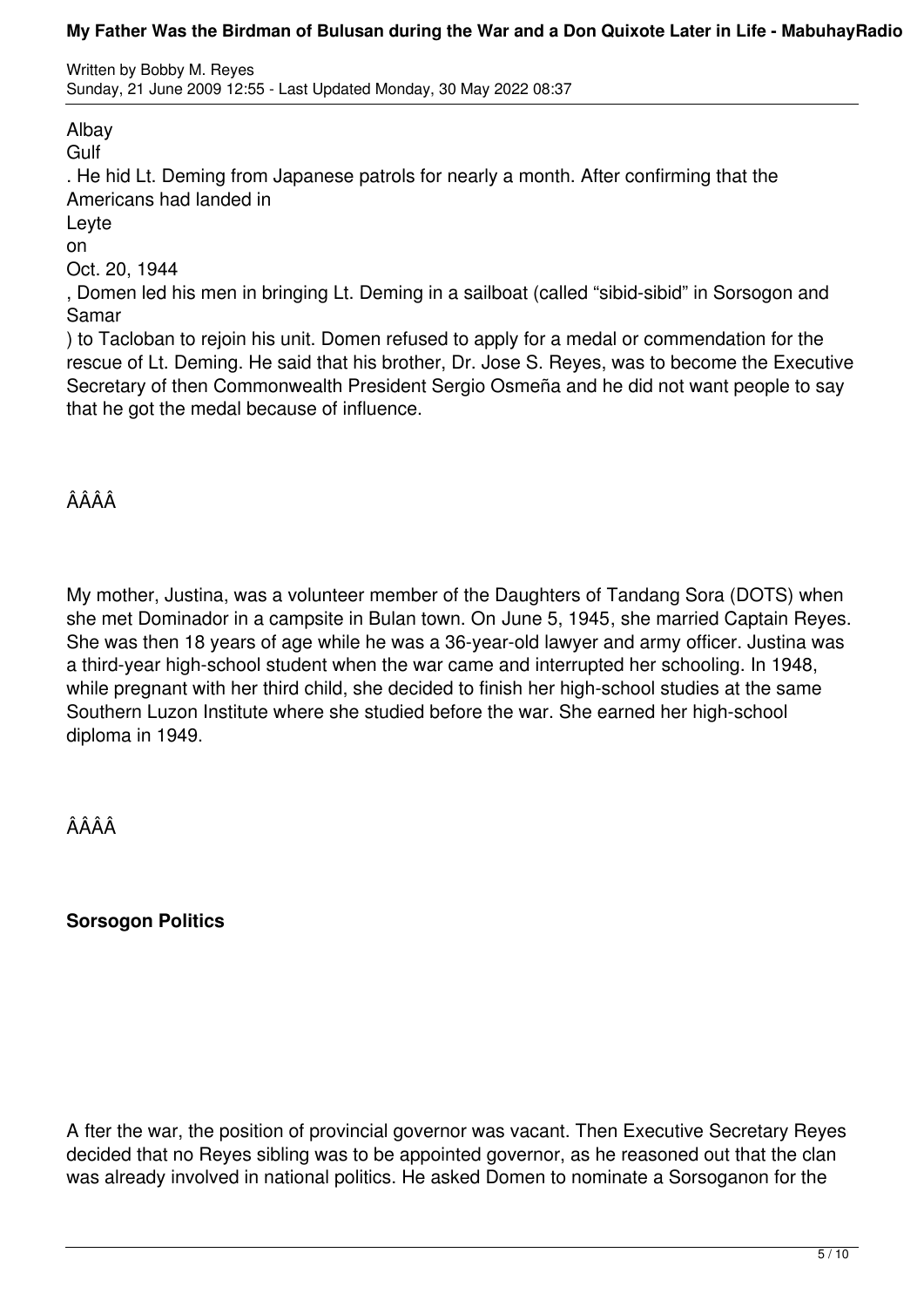Albay Gulf. He hid Lt. Deming from Japanese patrols for nearly a month. After confirming that the Americans had landed in Leyte on Oct. 20, 1944, Domen led his men in bringing Lt. Deming in a sailboat (called "sibid-sibid" in Sorsogon and Samar) to Tacloban to rejoin his unit. Domen refused to apply for a medal or commendation for the rescue of Lt. Deming. He said that his brother, Dr. Jose S. Reyes, was to become the Executive Secretary of then Commonwealth President Sergio Osmeña and he did not want people to say that he got the medal because of influence.

My mother, Justina, was a volunteer member of the Daughters of Tandang Sora (DOTS) when she met Dominador in a campsite in Bulan town. On June 5, 1945, she married Captain Reyes. She was then 18 years of age while he was a 36-year-old lawyer and army officer. Justina was a third-year high-school student when the war came and interrupted her schooling. In 1948, while pregnant with her third child, she decided to finish her high-school studies at the same Southern Luzon Institute where she studied before the war. She earned her high-school diploma in 1949.

**Sorsogon Politics**

After the war, the position of provincial governor was vacant. Then Executive Secretary Reyes decided that no Reyes sibling was to be appointed governor, as he reasoned out that the clan was already involved in national politics. He asked Domen to nominate a Sorsoganon for the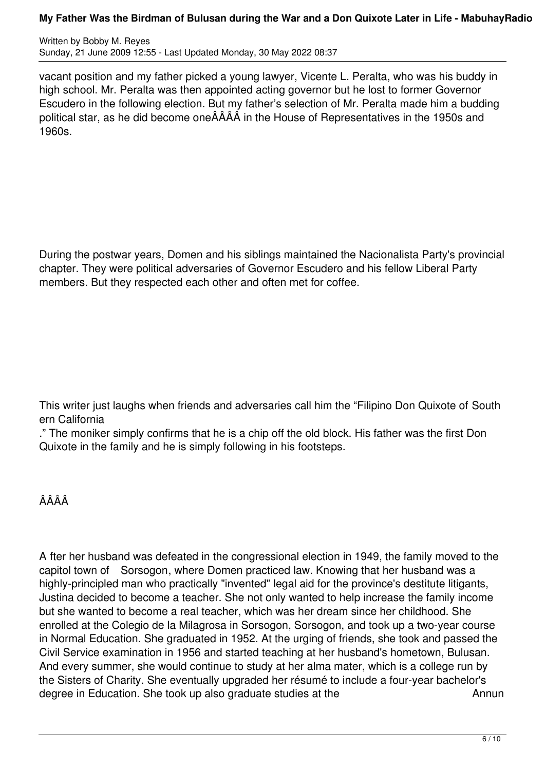vacant position and my father picked a young lawyer, Vicente L. Peralta, who was his buddy in high school. Mr. Peralta was then appointed acting governor but he lost to former Governor Escudero in the following election. But my father's selection of Mr. Peralta made him a budding political star, as he did become oneÂÂÂÂ in the House of Representatives in the 1950s and 1960s.

During the postwar years, Domen and his siblings maintained the Nacionalista Party's provincial chapter. They were political adversaries of Governor Escudero and his fellow Liberal Party members. But they respected each other and often met for coffee.

This writer just laughs when friends and adversaries call him the "Filipino Don Quixote of Southern California." The moniker simply confirms that he is a chip off the old block. His father was the first Don Quixote in the family and he is simply following in his footsteps.

ÂÂÂÂ

After her husband was defeated in the congressional election in 1949, the family moved to the capitol town of Sorsogon, where Domen practiced law. Knowing that her husband was a highly-principled man who practically "invented" legal aid for the province's destitute litigants, Justina decided to become a teacher. She not only wanted to help increase the family income but she wanted to become a real teacher, which was her dream since her childhood. She enrolled at the Colegio de la Milagrosa in Sorsogon, Sorsogon, and took up a two-year course in Normal Education. She graduated in 1952. At the urging of friends, she took and passed the Civil Service examination in 1956 and started teaching at her husband's hometown, Bulusan. And every summer, she would continue to study at her alma mater, which is a college run by the Sisters of Charity. She eventually upgraded her résumé to include a four-year bachelor's degree in Education. She took up also graduate studies at the Annun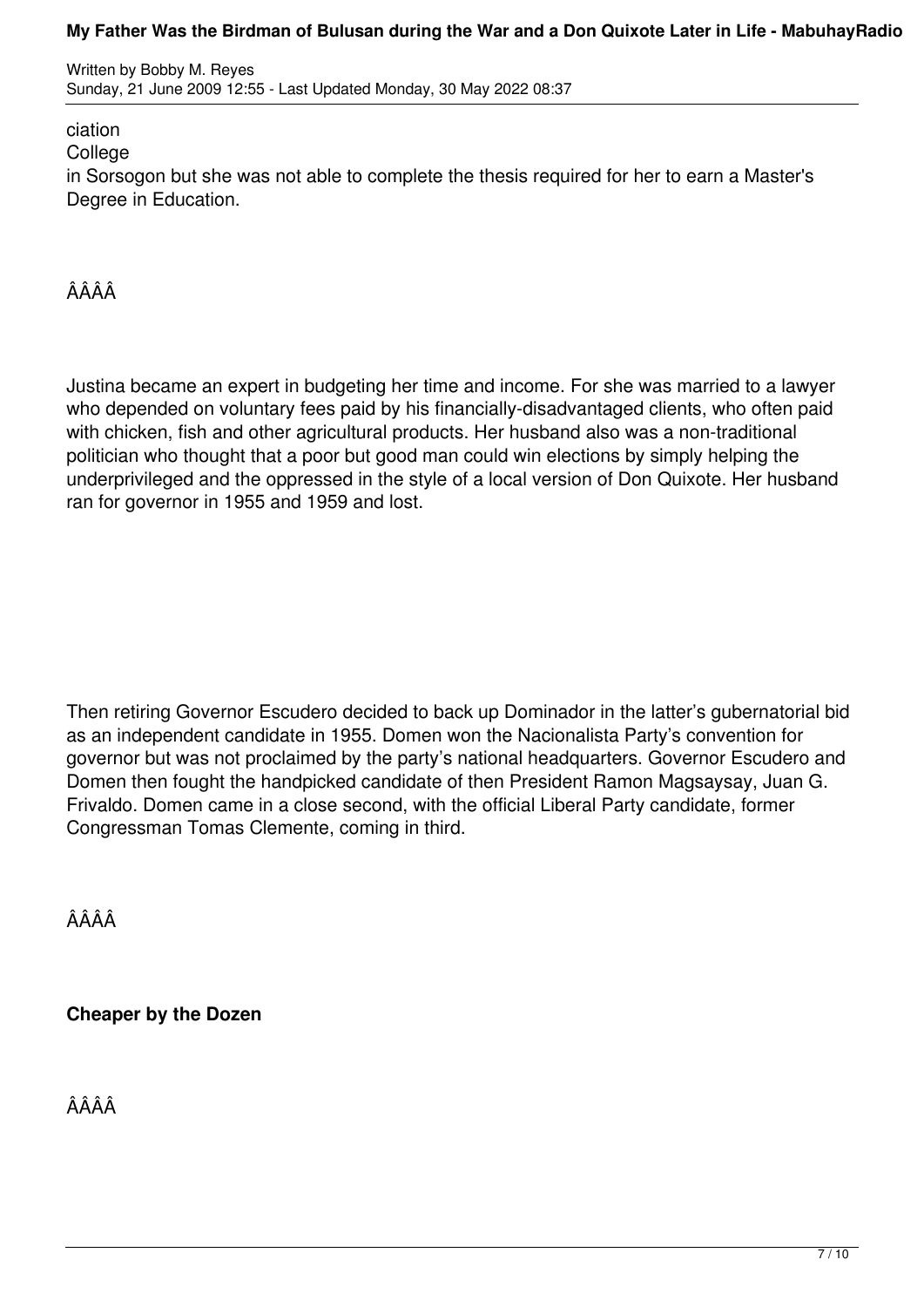ciation
College
in Sorsogon but she was not able to complete the thesis required for her to earn a Master's Degree in Education.

ÂÂÂÂ

Justina became an expert in budgeting her time and income. For she was married to a lawyer who depended on voluntary fees paid by his financially-disadvantaged clients, who often paid with chicken, fish and other agricultural products. Her husband also was a non-traditional politician who thought that a poor but good man could win elections by simply helping the underprivileged and the oppressed in the style of a local version of Don Quixote. Her husband ran for governor in 1955 and 1959 and lost.

Then retiring Governor Escudero decided to back up Dominador in the latter's gubernatorial bid as an independent candidate in 1955. Domen won the Nacionalista Party's convention for governor but was not proclaimed by the party's national headquarters. Governor Escudero and Domen then fought the handpicked candidate of then President Ramon Magsaysay, Juan G. Frivaldo. Domen came in a close second, with the official Liberal Party candidate, former Congressman Tomas Clemente, coming in third.

ÂÂÂÂ

**Cheaper by the Dozen**

ÂÂÂÂ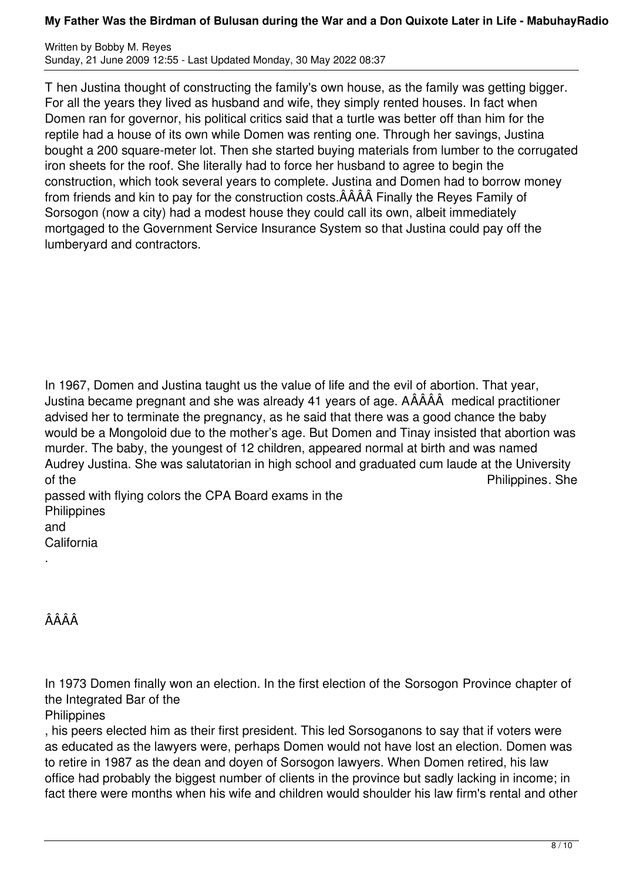T hen Justina thought of constructing the family's own house, as the family was getting bigger. For all the years they lived as husband and wife, they simply rented houses. In fact when Domen ran for governor, his political critics said that a turtle was better off than him for the reptile had a house of its own while Domen was renting one. Through her savings, Justina bought a 200 square-meter lot. Then she started buying materials from lumber to the corrugated iron sheets for the roof. She literally had to force her husband to agree to begin the construction, which took several years to complete. Justina and Domen had to borrow money from friends and kin to pay for the construction costs.ÂÂÂÂ Finally the Reyes Family of Sorsogon (now a city) had a modest house they could call its own, albeit immediately mortgaged to the Government Service Insurance System so that Justina could pay off the lumberyard and contractors.

In 1967, Domen and Justina taught us the value of life and the evil of abortion. That year, Justina became pregnant and she was already 41 years of age. AÂÂÂÂ medical practitioner advised her to terminate the pregnancy, as he said that there was a good chance the baby would be a Mongoloid due to the mother's age. But Domen and Tinay insisted that abortion was murder. The baby, the youngest of 12 children, appeared normal at birth and was named Audrey Justina. She was salutatorian in high school and graduated cum laude at the University of the Philippines. She passed with flying colors the CPA Board exams in the Philippines and California.

ÂÂÂÂ

In 1973 Domen finally won an election. In the first election of the Sorsogon Province chapter of the Integrated Bar of the Philippines, his peers elected him as their first president. This led Sorsoganons to say that if voters were as educated as the lawyers were, perhaps Domen would not have lost an election. Domen was to retire in 1987 as the dean and doyen of Sorsogon lawyers. When Domen retired, his law office had probably the biggest number of clients in the province but sadly lacking in income; in fact there were months when his wife and children would shoulder his law firm's rental and other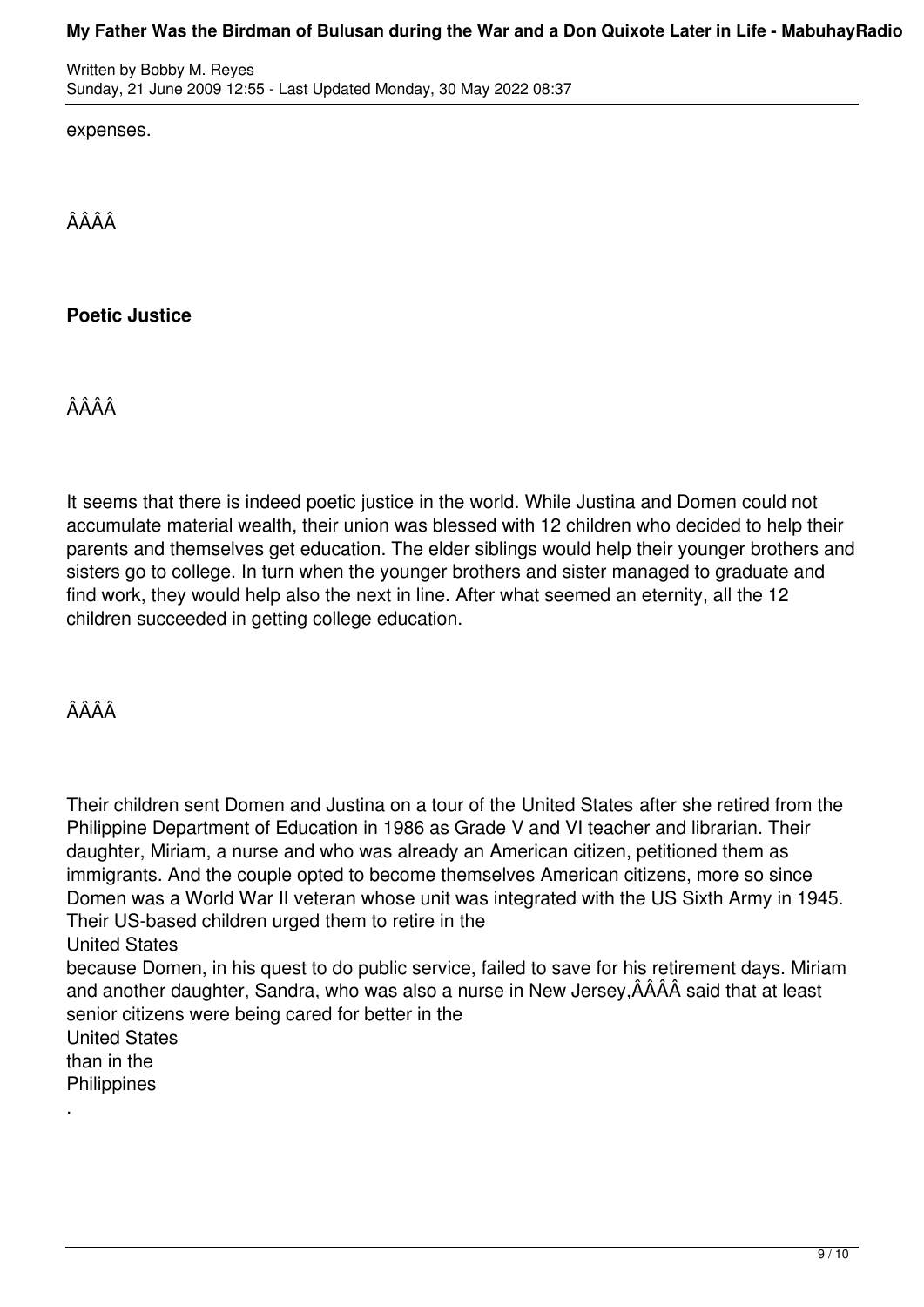expenses.

ÂÂÂÂ

**Poetic Justice**

ÂÂÂÂ

It seems that there is indeed poetic justice in the world. While Justina and Domen could not accumulate material wealth, their union was blessed with 12 children who decided to help their parents and themselves get education. The elder siblings would help their younger brothers and sisters go to college. In turn when the younger brothers and sister managed to graduate and find work, they would help also the next in line. After what seemed an eternity, all the 12 children succeeded in getting college education.

ÂÂÂÂ

Their children sent Domen and Justina on a tour of the United States after she retired from the Philippine Department of Education in 1986 as Grade V and VI teacher and librarian. Their daughter, Miriam, a nurse and who was already an American citizen, petitioned them as immigrants. And the couple opted to become themselves American citizens, more so since Domen was a World War II veteran whose unit was integrated with the US Sixth Army in 1945. Their US-based children urged them to retire in the United States because Domen, in his quest to do public service, failed to save for his retirement days. Miriam and another daughter, Sandra, who was also a nurse in New Jersey,ÂÂÂÂ said that at least senior citizens were being cared for better in the United States than in the Philippines.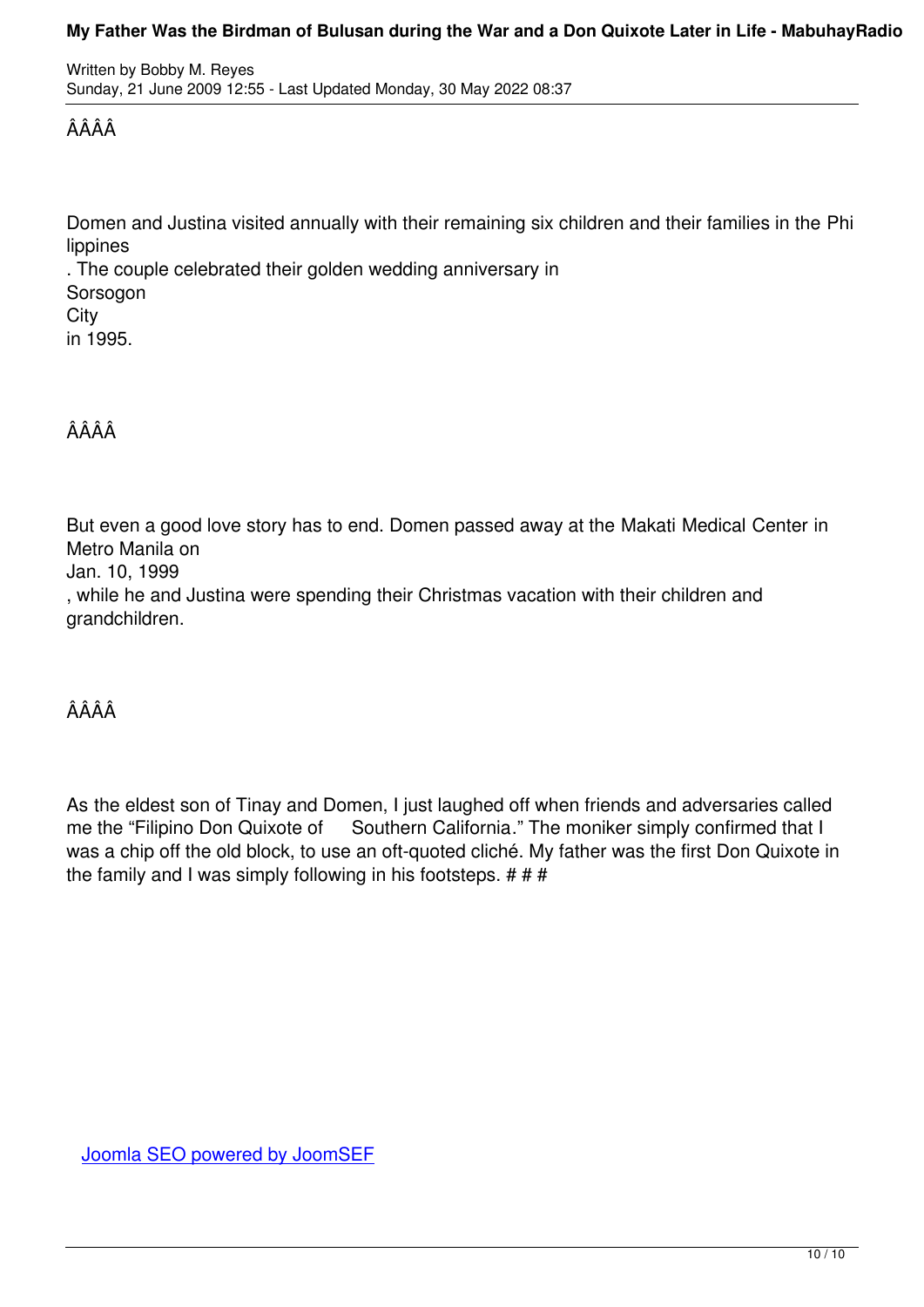ÂÂÂÂ

Domen and Justina visited annually with their remaining six children and their families in the Philippines. The couple celebrated their golden wedding anniversary in Sorsogon City in 1995.

ÂÂÂÂ

But even a good love story has to end. Domen passed away at the Makati Medical Center in Metro Manila on Jan. 10, 1999, while he and Justina were spending their Christmas vacation with their children and grandchildren.

ÂÂÂÂ

As the eldest son of Tinay and Domen, I just laughed off when friends and adversaries called me the "Filipino Don Quixote of Southern California." The moniker simply confirmed that I was a chip off the old block, to use an oft-quoted cliché. My father was the first Don Quixote in the family and I was simply following in his footsteps. # # #

Joomla SEO powered by JoomSEF